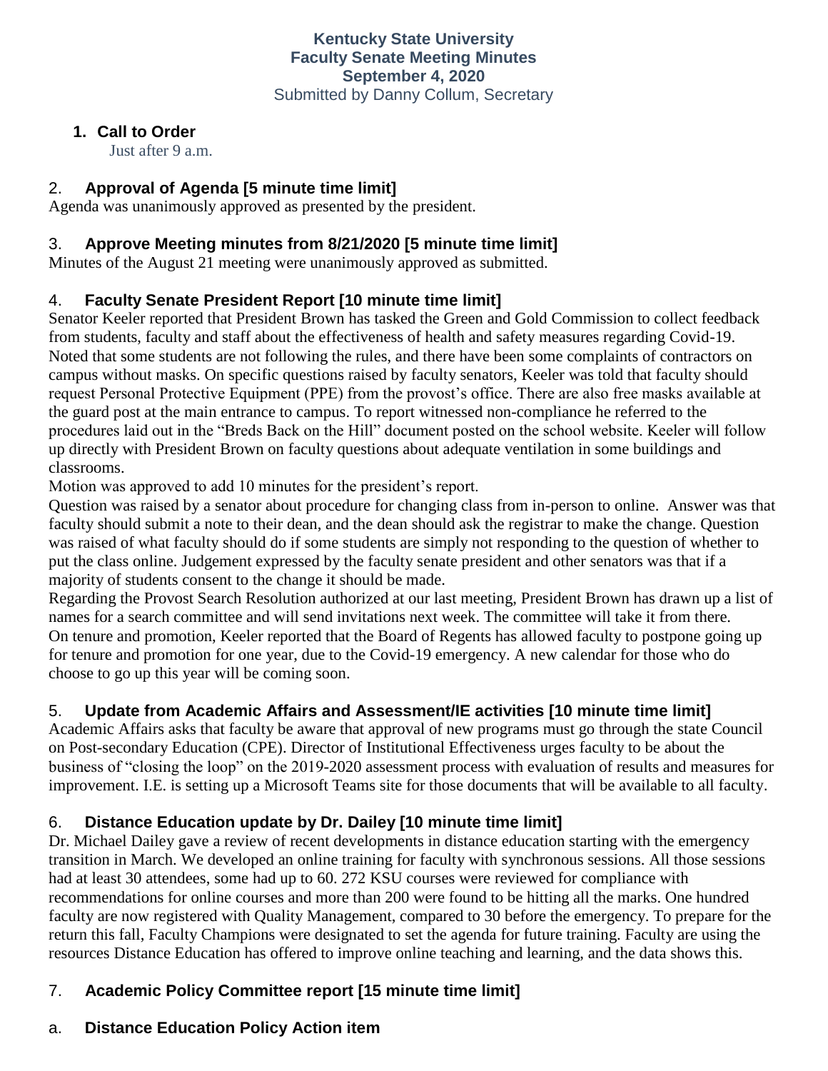# Kentucky State University
## Faculty Senate Meeting Minutes
### September 4, 2020
Submitted by Danny Collum, Secretary

## 1. Call to Order

Just after 9 a.m.

## 2. Approval of Agenda [5 minute time limit]

Agenda was unanimously approved as presented by the president.

## 3. Approve Meeting minutes from 8/21/2020 [5 minute time limit]

Minutes of the August 21 meeting were unanimously approved as submitted.

## 4. Faculty Senate President Report [10 minute time limit]

Senator Keeler reported that President Brown has tasked the Green and Gold Commission to collect feedback from students, faculty and staff about the effectiveness of health and safety measures regarding Covid-19. Noted that some students are not following the rules, and there have been some complaints of contractors on campus without masks. On specific questions raised by faculty senators, Keeler was told that faculty should request Personal Protective Equipment (PPE) from the provost's office. There are also free masks available at the guard post at the main entrance to campus. To report witnessed non-compliance he referred to the procedures laid out in the "Breds Back on the Hill" document posted on the school website. Keeler will follow up directly with President Brown on faculty questions about adequate ventilation in some buildings and classrooms.

Motion was approved to add 10 minutes for the president's report.

Question was raised by a senator about procedure for changing class from in-person to online. Answer was that faculty should submit a note to their dean, and the dean should ask the registrar to make the change. Question was raised of what faculty should do if some students are simply not responding to the question of whether to put the class online. Judgement expressed by the faculty senate president and other senators was that if a majority of students consent to the change it should be made.

Regarding the Provost Search Resolution authorized at our last meeting, President Brown has drawn up a list of names for a search committee and will send invitations next week. The committee will take it from there.

On tenure and promotion, Keeler reported that the Board of Regents has allowed faculty to postpone going up for tenure and promotion for one year, due to the Covid-19 emergency. A new calendar for those who do choose to go up this year will be coming soon.

## 5. Update from Academic Affairs and Assessment/IE activities [10 minute time limit]

Academic Affairs asks that faculty be aware that approval of new programs must go through the state Council on Post-secondary Education (CPE). Director of Institutional Effectiveness urges faculty to be about the business of "closing the loop" on the 2019-2020 assessment process with evaluation of results and measures for improvement. I.E. is setting up a Microsoft Teams site for those documents that will be available to all faculty.

## 6. Distance Education update by Dr. Dailey [10 minute time limit]

Dr. Michael Dailey gave a review of recent developments in distance education starting with the emergency transition in March. We developed an online training for faculty with synchronous sessions. All those sessions had at least 30 attendees, some had up to 60. 272 KSU courses were reviewed for compliance with recommendations for online courses and more than 200 were found to be hitting all the marks. One hundred faculty are now registered with Quality Management, compared to 30 before the emergency. To prepare for the return this fall, Faculty Champions were designated to set the agenda for future training. Faculty are using the resources Distance Education has offered to improve online teaching and learning, and the data shows this.

## 7. Academic Policy Committee report [15 minute time limit]

### a. Distance Education Policy Action item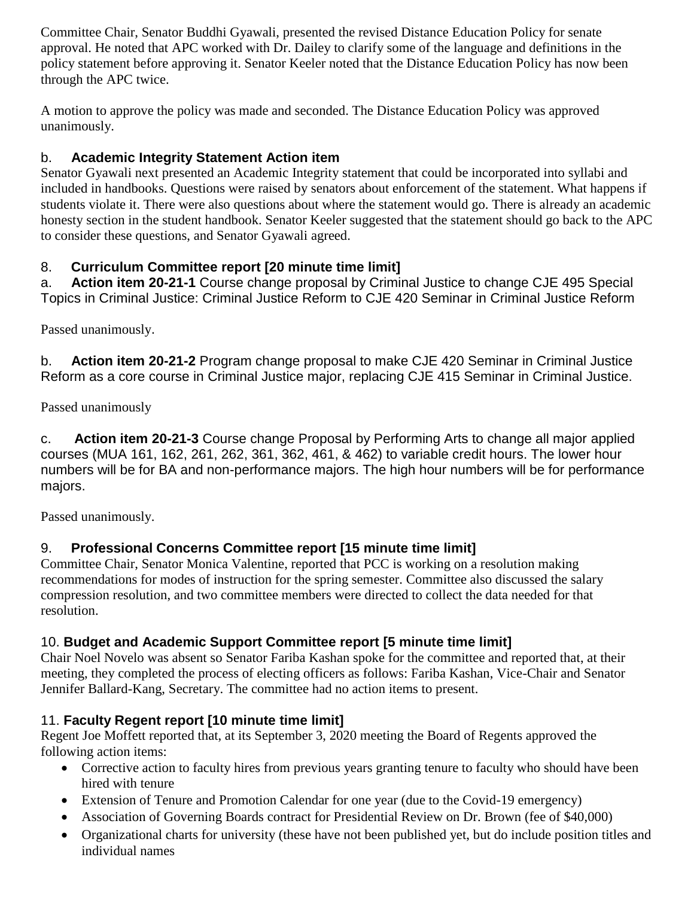Committee Chair, Senator Buddhi Gyawali, presented the revised Distance Education Policy for senate approval. He noted that APC worked with Dr. Dailey to clarify some of the language and definitions in the policy statement before approving it. Senator Keeler noted that the Distance Education Policy has now been through the APC twice.

A motion to approve the policy was made and seconded. The Distance Education Policy was approved unanimously.

### b. Academic Integrity Statement Action item

Senator Gyawali next presented an Academic Integrity statement that could be incorporated into syllabi and included in handbooks. Questions were raised by senators about enforcement of the statement. What happens if students violate it. There were also questions about where the statement would go. There is already an academic honesty section in the student handbook. Senator Keeler suggested that the statement should go back to the APC to consider these questions, and Senator Gyawali agreed.

## 8. Curriculum Committee report [20 minute time limit]

a. **Action item 20-21-1** Course change proposal by Criminal Justice to change CJE 495 Special Topics in Criminal Justice: Criminal Justice Reform to CJE 420 Seminar in Criminal Justice Reform

Passed unanimously.

b. **Action item 20-21-2** Program change proposal to make CJE 420 Seminar in Criminal Justice Reform as a core course in Criminal Justice major, replacing CJE 415 Seminar in Criminal Justice.

Passed unanimously

c. **Action item 20-21-3** Course change Proposal by Performing Arts to change all major applied courses (MUA 161, 162, 261, 262, 361, 362, 461, & 462) to variable credit hours. The lower hour numbers will be for BA and non-performance majors. The high hour numbers will be for performance majors.

Passed unanimously.

## 9. Professional Concerns Committee report [15 minute time limit]

Committee Chair, Senator Monica Valentine, reported that PCC is working on a resolution making recommendations for modes of instruction for the spring semester. Committee also discussed the salary compression resolution, and two committee members were directed to collect the data needed for that resolution.

## 10. Budget and Academic Support Committee report [5 minute time limit]

Chair Noel Novelo was absent so Senator Fariba Kashan spoke for the committee and reported that, at their meeting, they completed the process of electing officers as follows: Fariba Kashan, Vice-Chair and Senator Jennifer Ballard-Kang, Secretary. The committee had no action items to present.

## 11. Faculty Regent report [10 minute time limit]

Regent Joe Moffett reported that, at its September 3, 2020 meeting the Board of Regents approved the following action items:

- Corrective action to faculty hires from previous years granting tenure to faculty who should have been hired with tenure
- Extension of Tenure and Promotion Calendar for one year (due to the Covid-19 emergency)
- Association of Governing Boards contract for Presidential Review on Dr. Brown (fee of $40,000)
- Organizational charts for university (these have not been published yet, but do include position titles and individual names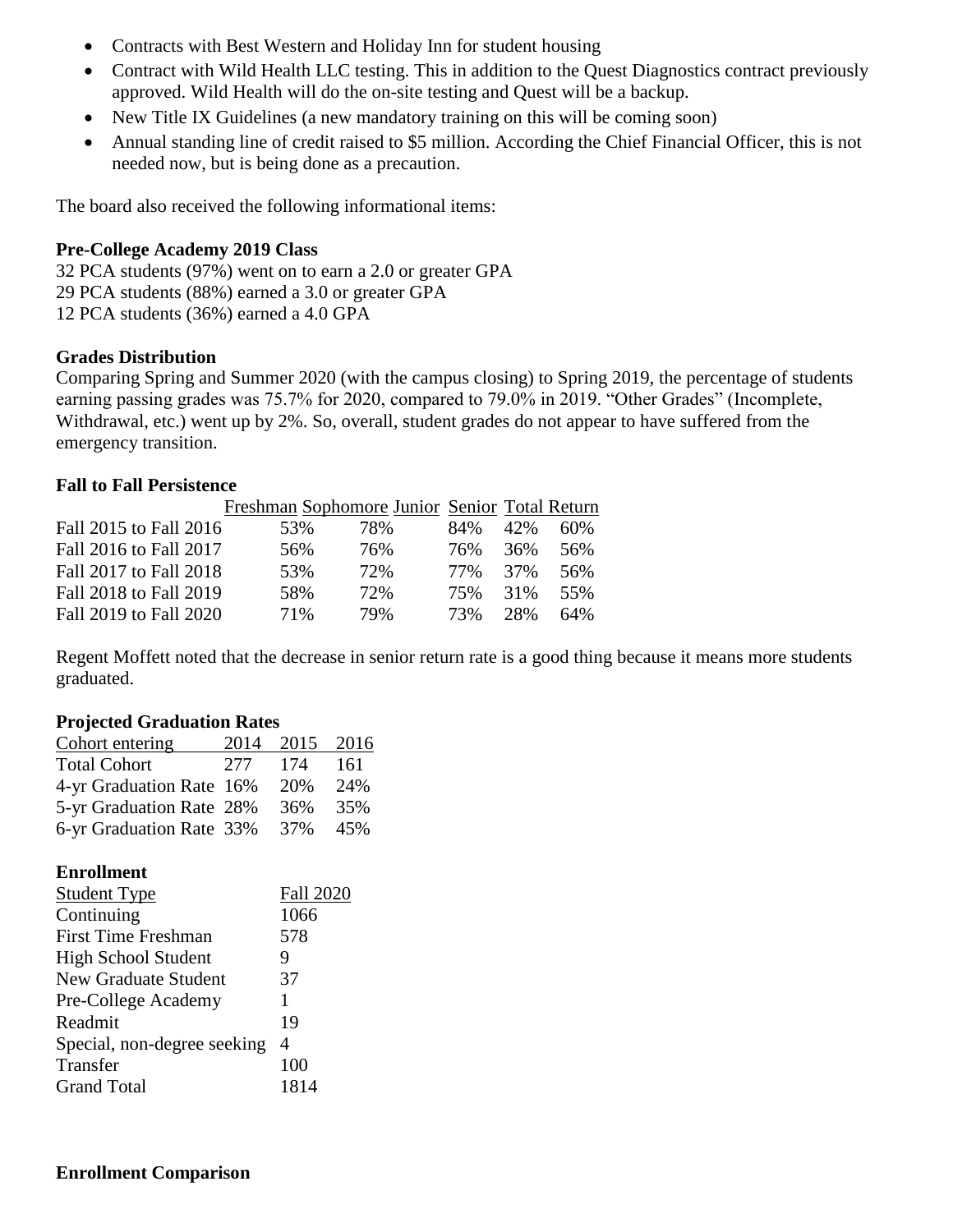- Contracts with Best Western and Holiday Inn for student housing
- Contract with Wild Health LLC testing. This in addition to the Quest Diagnostics contract previously approved. Wild Health will do the on-site testing and Quest will be a backup.
- New Title IX Guidelines (a new mandatory training on this will be coming soon)
- Annual standing line of credit raised to $5 million. According the Chief Financial Officer, this is not needed now, but is being done as a precaution.

The board also received the following informational items:

**Pre-College Academy 2019 Class**

32 PCA students (97%) went on to earn a 2.0 or greater GPA
29 PCA students (88%) earned a 3.0 or greater GPA
12 PCA students (36%) earned a 4.0 GPA

**Grades Distribution**

Comparing Spring and Summer 2020 (with the campus closing) to Spring 2019, the percentage of students earning passing grades was 75.7% for 2020, compared to 79.0% in 2019. “Other Grades” (Incomplete, Withdrawal, etc.) went up by 2%. So, overall, student grades do not appear to have suffered from the emergency transition.

**Fall to Fall Persistence**

| | Freshman | Sophomore | Junior | Senior | Total Return |
|---|---|---|---|---|---|
| Fall 2015 to Fall 2016 | 53% | 78% | 84% | 42% | 60% |
| Fall 2016 to Fall 2017 | 56% | 76% | 76% | 36% | 56% |
| Fall 2017 to Fall 2018 | 53% | 72% | 77% | 37% | 56% |
| Fall 2018 to Fall 2019 | 58% | 72% | 75% | 31% | 55% |
| Fall 2019 to Fall 2020 | 71% | 79% | 73% | 28% | 64% |

Regent Moffett noted that the decrease in senior return rate is a good thing because it means more students graduated.

**Projected Graduation Rates**

| Cohort entering | 2014 | 2015 | 2016 |
|---|---|---|---|
| Total Cohort | 277 | 174 | 161 |
| 4-yr Graduation Rate | 16% | 20% | 24% |
| 5-yr Graduation Rate | 28% | 36% | 35% |
| 6-yr Graduation Rate | 33% | 37% | 45% |

**Enrollment**

| Student Type | Fall 2020 |
|---|---|
| Continuing | 1066 |
| First Time Freshman | 578 |
| High School Student | 9 |
| New Graduate Student | 37 |
| Pre-College Academy | 1 |
| Readmit | 19 |
| Special, non-degree seeking | 4 |
| Transfer | 100 |
| Grand Total | 1814 |

**Enrollment Comparison**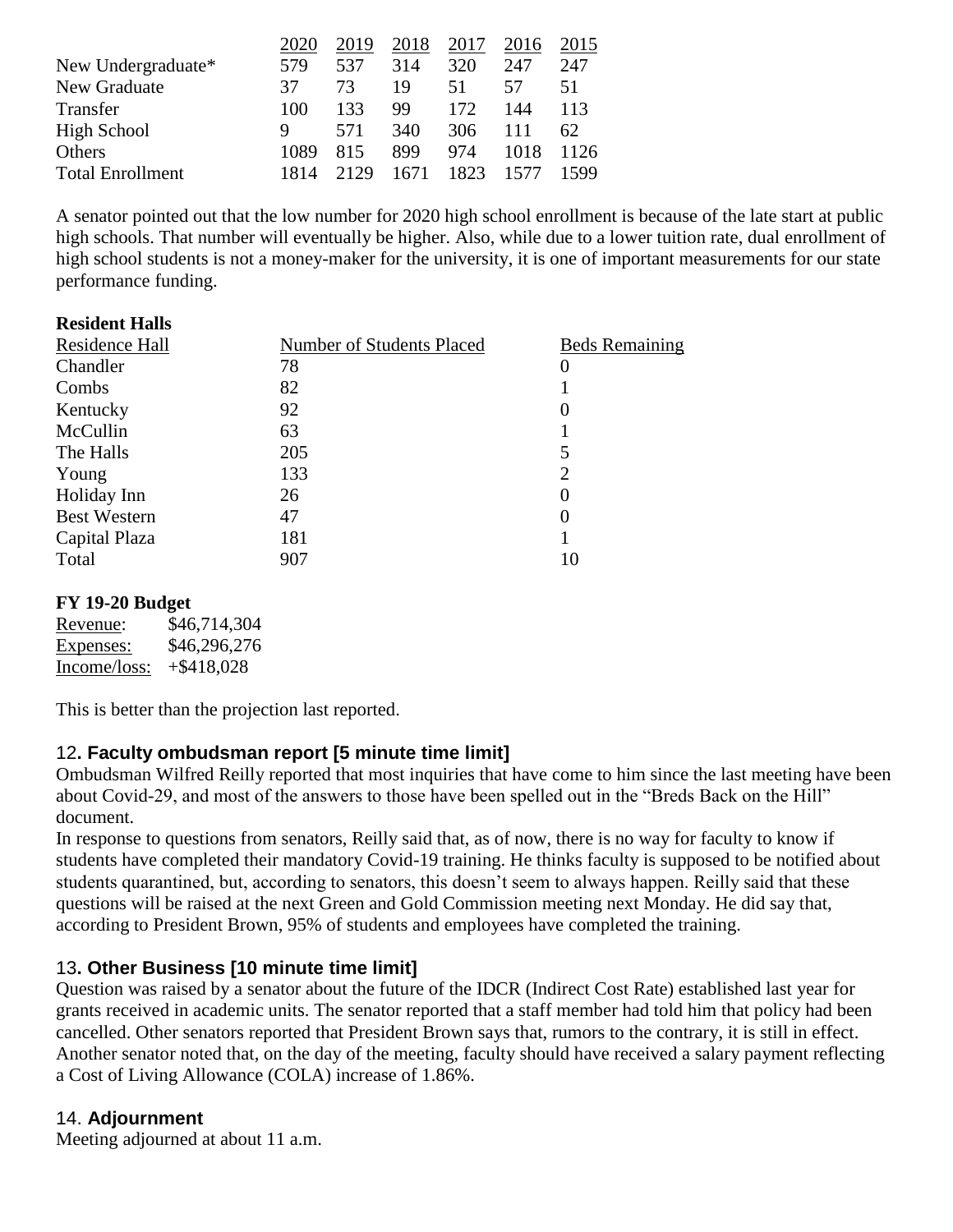| | 2020 | 2019 | 2018 | 2017 | 2016 | 2015 |
|---|---|---|---|---|---|---|
| New Undergraduate* | 579 | 537 | 314 | 320 | 247 | 247 |
| New Graduate | 37 | 73 | 19 | 51 | 57 | 51 |
| Transfer | 100 | 133 | 99 | 172 | 144 | 113 |
| High School | 9 | 571 | 340 | 306 | 111 | 62 |
| Others | 1089 | 815 | 899 | 974 | 1018 | 1126 |
| Total Enrollment | 1814 | 2129 | 1671 | 1823 | 1577 | 1599 |

A senator pointed out that the low number for 2020 high school enrollment is because of the late start at public high schools. That number will eventually be higher. Also, while due to a lower tuition rate, dual enrollment of high school students is not a money-maker for the university, it is one of important measurements for our state performance funding.

**Resident Halls**

| Residence Hall | Number of Students Placed | Beds Remaining |
|---|---|---|
| Chandler | 78 | 0 |
| Combs | 82 | 1 |
| Kentucky | 92 | 0 |
| McCullin | 63 | 1 |
| The Halls | 205 | 5 |
| Young | 133 | 2 |
| Holiday Inn | 26 | 0 |
| Best Western | 47 | 0 |
| Capital Plaza | 181 | 1 |
| Total | 907 | 10 |

**FY 19-20 Budget**

| | |
|---|---|
| Revenue: | $46,714,304 |
| Expenses: | $46,296,276 |
| Income/loss: | +$418,028 |

This is better than the projection last reported.

## 12. Faculty ombudsman report [5 minute time limit]

Ombudsman Wilfred Reilly reported that most inquiries that have come to him since the last meeting have been about Covid-29, and most of the answers to those have been spelled out in the "Breds Back on the Hill" document.

In response to questions from senators, Reilly said that, as of now, there is no way for faculty to know if students have completed their mandatory Covid-19 training. He thinks faculty is supposed to be notified about students quarantined, but, according to senators, this doesn't seem to always happen. Reilly said that these questions will be raised at the next Green and Gold Commission meeting next Monday. He did say that, according to President Brown, 95% of students and employees have completed the training.

## 13. Other Business [10 minute time limit]

Question was raised by a senator about the future of the IDCR (Indirect Cost Rate) established last year for grants received in academic units. The senator reported that a staff member had told him that policy had been cancelled. Other senators reported that President Brown says that, rumors to the contrary, it is still in effect. Another senator noted that, on the day of the meeting, faculty should have received a salary payment reflecting a Cost of Living Allowance (COLA) increase of 1.86%.

## 14. Adjournment

Meeting adjourned at about 11 a.m.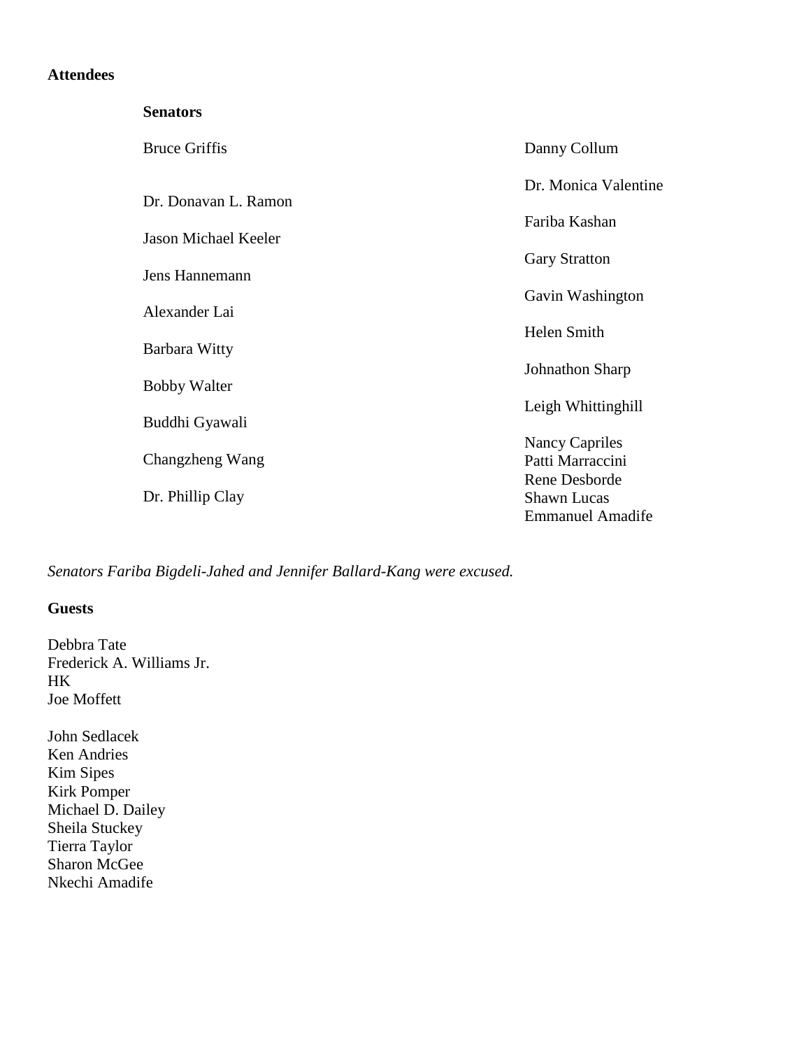**Attendees**

**Senators**

Bruce Griffis

Dr. Donavan L. Ramon

Jason Michael Keeler

Jens Hannemann

Alexander Lai

Barbara Witty

Bobby Walter

Buddhi Gyawali

Changzheng Wang

Dr. Phillip Clay

Danny Collum

Dr. Monica Valentine

Fariba Kashan

Gary Stratton

Gavin Washington

Helen Smith

Johnathon Sharp

Leigh Whittinghill

Nancy Capriles
Patti Marraccini
Rene Desborde
Shawn Lucas
Emmanuel Amadife

*Senators Fariba Bigdeli-Jahed and Jennifer Ballard-Kang were excused.*

**Guests**

Debbra Tate
Frederick A. Williams Jr.
HK
Joe Moffett

John Sedlacek
Ken Andries
Kim Sipes
Kirk Pomper
Michael D. Dailey
Sheila Stuckey
Tierra Taylor
Sharon McGee
Nkechi Amadife